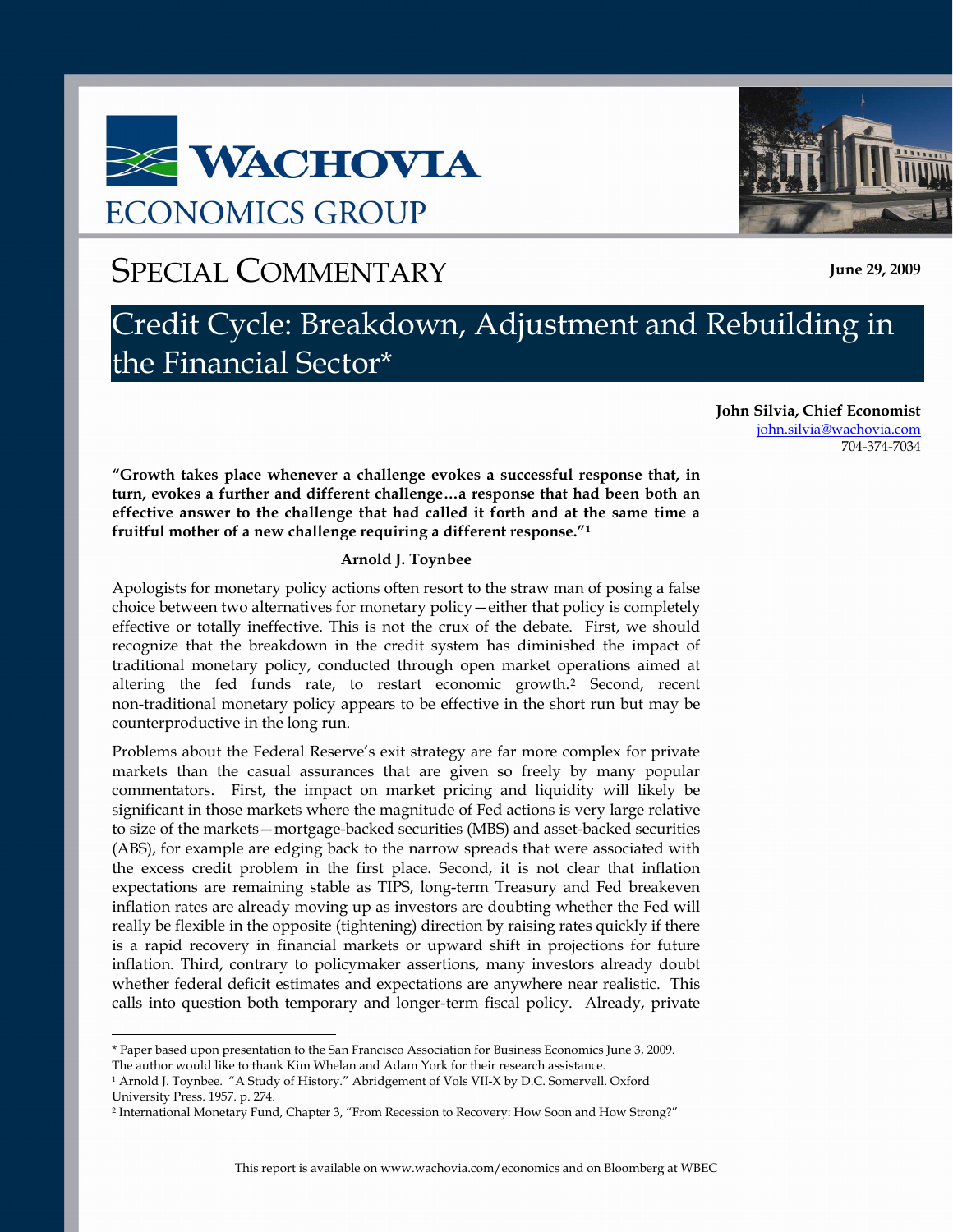# WACHOVIA ECONOMICS GROUP

## SPECIAL COMMENTARY

June 29, 2009

# Credit Cycle: Breakdown, Adjustment and Rebuilding in the Financial Sector*

**John Silvia, Chief Economist**
john.silvia@wachovia.com
704-374-7034

**"Growth takes place whenever a challenge evokes a successful response that, in turn, evokes a further and different challenge…a response that had been both an effective answer to the challenge that had called it forth and at the same time a fruitful mother of a new challenge requiring a different response."[1]**

**Arnold J. Toynbee**

Apologists for monetary policy actions often resort to the straw man of posing a false choice between two alternatives for monetary policy—either that policy is completely effective or totally ineffective. This is not the crux of the debate. First, we should recognize that the breakdown in the credit system has diminished the impact of traditional monetary policy, conducted through open market operations aimed at altering the fed funds rate, to restart economic growth.[2] Second, recent non-traditional monetary policy appears to be effective in the short run but may be counterproductive in the long run.

Problems about the Federal Reserve's exit strategy are far more complex for private markets than the casual assurances that are given so freely by many popular commentators. First, the impact on market pricing and liquidity will likely be significant in those markets where the magnitude of Fed actions is very large relative to size of the markets—mortgage-backed securities (MBS) and asset-backed securities (ABS), for example are edging back to the narrow spreads that were associated with the excess credit problem in the first place. Second, it is not clear that inflation expectations are remaining stable as TIPS, long-term Treasury and Fed breakeven inflation rates are already moving up as investors are doubting whether the Fed will really be flexible in the opposite (tightening) direction by raising rates quickly if there is a rapid recovery in financial markets or upward shift in projections for future inflation. Third, contrary to policymaker assertions, many investors already doubt whether federal deficit estimates and expectations are anywhere near realistic. This calls into question both temporary and longer-term fiscal policy. Already, private

---

* Paper based upon presentation to the San Francisco Association for Business Economics June 3, 2009. The author would like to thank Kim Whelan and Adam York for their research assistance.

[1] Arnold J. Toynbee. "A Study of History." Abridgement of Vols VII-X by D.C. Somervell. Oxford University Press. 1957. p. 274.

[2] International Monetary Fund, Chapter 3, "From Recession to Recovery: How Soon and How Strong?"

This report is available on www.wachovia.com/economics and on Bloomberg at WBEC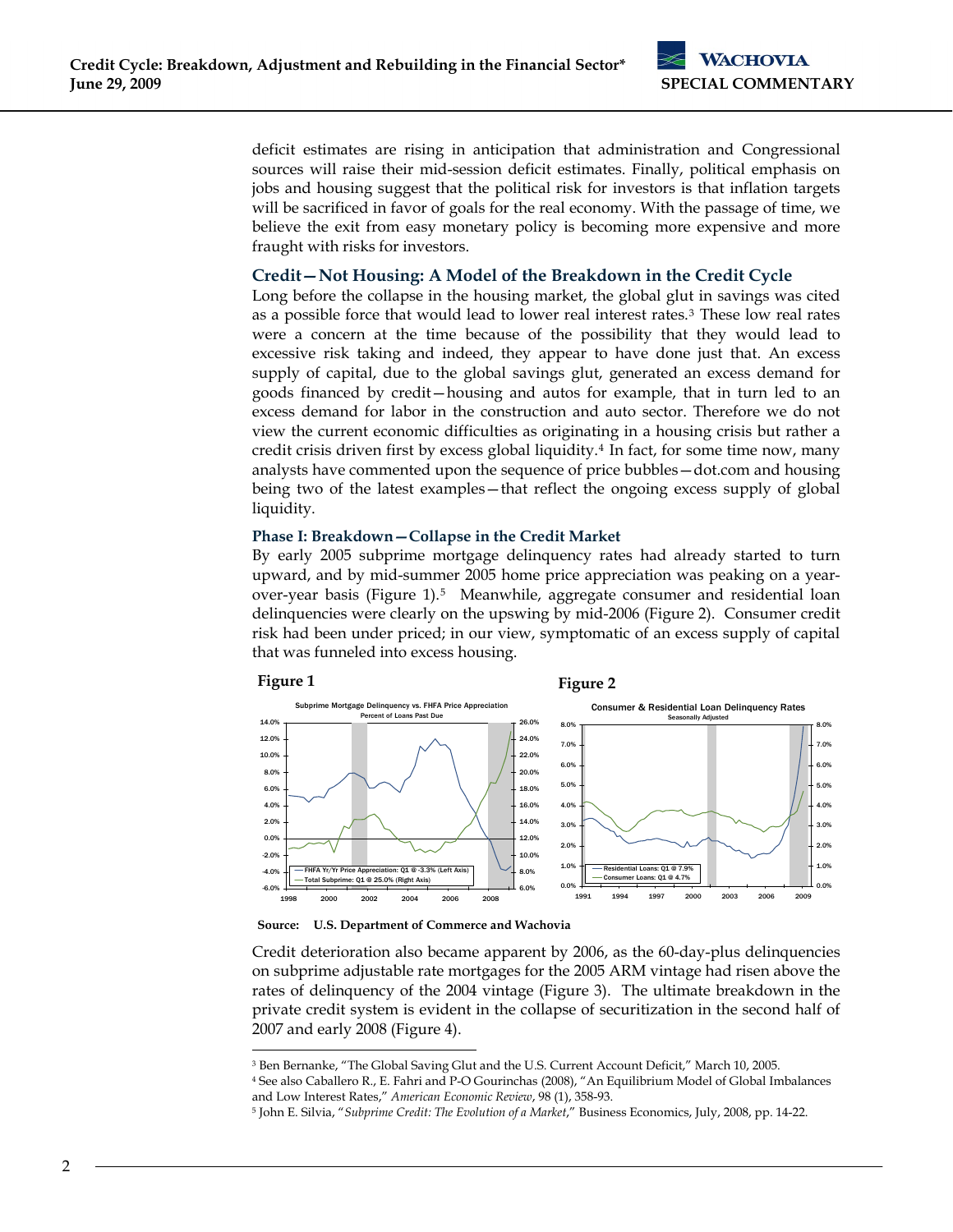deficit estimates are rising in anticipation that administration and Congressional sources will raise their mid-session deficit estimates. Finally, political emphasis on jobs and housing suggest that the political risk for investors is that inflation targets will be sacrificed in favor of goals for the real economy. With the passage of time, we believe the exit from easy monetary policy is becoming more expensive and more fraught with risks for investors.

## Credit—Not Housing: A Model of the Breakdown in the Credit Cycle

Long before the collapse in the housing market, the global glut in savings was cited as a possible force that would lead to lower real interest rates.[3] These low real rates were a concern at the time because of the possibility that they would lead to excessive risk taking and indeed, they appear to have done just that. An excess supply of capital, due to the global savings glut, generated an excess demand for goods financed by credit—housing and autos for example, that in turn led to an excess demand for labor in the construction and auto sector. Therefore we do not view the current economic difficulties as originating in a housing crisis but rather a credit crisis driven first by excess global liquidity.[4] In fact, for some time now, many analysts have commented upon the sequence of price bubbles—dot.com and housing being two of the latest examples—that reflect the ongoing excess supply of global liquidity.

### Phase I: Breakdown—Collapse in the Credit Market

By early 2005 subprime mortgage delinquency rates had already started to turn upward, and by mid-summer 2005 home price appreciation was peaking on a year-over-year basis (Figure 1).[5] Meanwhile, aggregate consumer and residential loan delinquencies were clearly on the upswing by mid-2006 (Figure 2). Consumer credit risk had been under priced; in our view, symptomatic of an excess supply of capital that was funneled into excess housing.

**Figure 1**

Subprime Mortgage Delinquency vs. FHFA Price Appreciation
Percent of Loans Past Due

FHFA Yr/Yr Price Appreciation: Q1 @ -3.3% (Left Axis)
Total Subprime: Q1 @ 25.0% (Right Axis)

**Figure 2**

Consumer & Residential Loan Delinquency Rates
Seasonally Adjusted

Residential Loans: Q1 @ 7.9%
Consumer Loans: Q1 @ 4.7%

**Source: U.S. Department of Commerce and Wachovia**

Credit deterioration also became apparent by 2006, as the 60-day-plus delinquencies on subprime adjustable rate mortgages for the 2005 ARM vintage had risen above the rates of delinquency of the 2004 vintage (Figure 3). The ultimate breakdown in the private credit system is evident in the collapse of securitization in the second half of 2007 and early 2008 (Figure 4).

---

[3] Ben Bernanke, "The Global Saving Glut and the U.S. Current Account Deficit," March 10, 2005.

[4] See also Caballero R., E. Fahri and P-O Gourinchas (2008), "An Equilibrium Model of Global Imbalances and Low Interest Rates," *American Economic Review*, 98 (1), 358-93.

[5] John E. Silvia, "*Subprime Credit: The Evolution of a Market*," Business Economics, July, 2008, pp. 14-22.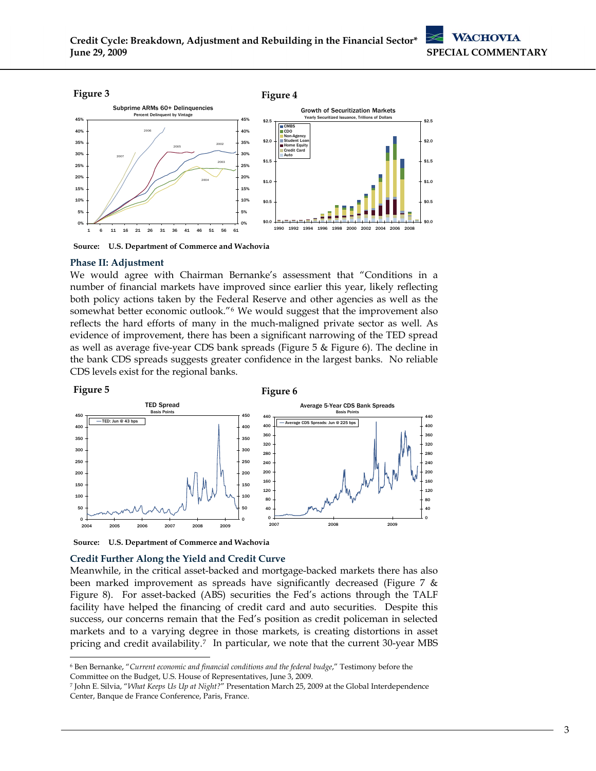**Figure 3**

**Figure 4**

Source: U.S. Department of Commerce and Wachovia

## Phase II: Adjustment

We would agree with Chairman Bernanke's assessment that "Conditions in a number of financial markets have improved since earlier this year, likely reflecting both policy actions taken by the Federal Reserve and other agencies as well as the somewhat better economic outlook."[6] We would suggest that the improvement also reflects the hard efforts of many in the much-maligned private sector as well. As evidence of improvement, there has been a significant narrowing of the TED spread as well as average five-year CDS bank spreads (Figure 5 & Figure 6). The decline in the bank CDS spreads suggests greater confidence in the largest banks. No reliable CDS levels exist for the regional banks.

**Figure 5**

**Figure 6**

Source: U.S. Department of Commerce and Wachovia

## Credit Further Along the Yield and Credit Curve

Meanwhile, in the critical asset-backed and mortgage-backed markets there has also been marked improvement as spreads have significantly decreased (Figure 7 & Figure 8). For asset-backed (ABS) securities the Fed's actions through the TALF facility have helped the financing of credit card and auto securities. Despite this success, our concerns remain that the Fed's position as credit policeman in selected markets and to a varying degree in those markets, is creating distortions in asset pricing and credit availability.[7] In particular, we note that the current 30-year MBS

---

[6] Ben Bernanke, "*Current economic and financial conditions and the federal budge*," Testimony before the Committee on the Budget, U.S. House of Representatives, June 3, 2009.

[7] John E. Silvia, "*What Keeps Us Up at Night?*" Presentation March 25, 2009 at the Global Interdependence Center, Banque de France Conference, Paris, France.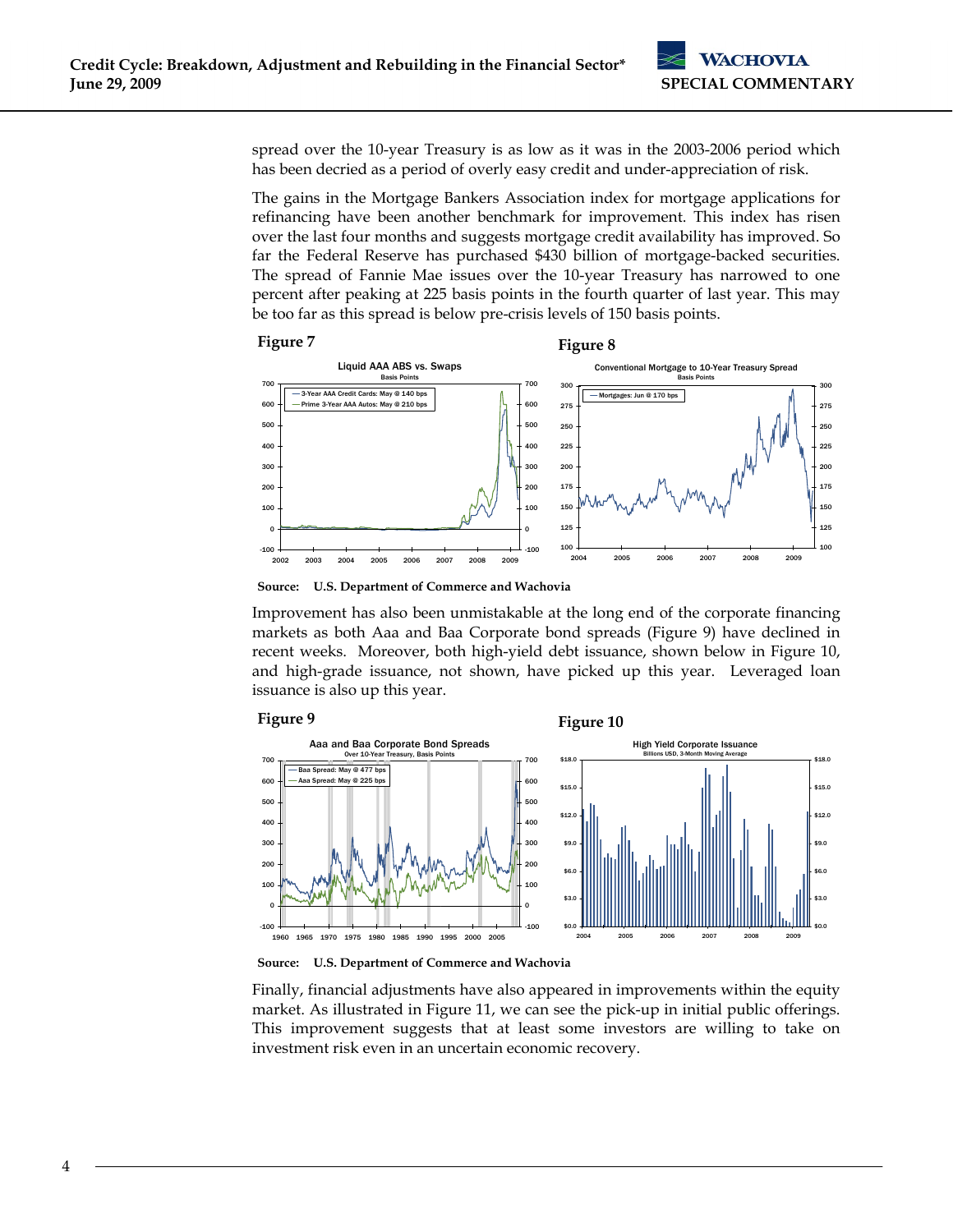spread over the 10-year Treasury is as low as it was in the 2003-2006 period which has been decried as a period of overly easy credit and under-appreciation of risk.

The gains in the Mortgage Bankers Association index for mortgage applications for refinancing have been another benchmark for improvement. This index has risen over the last four months and suggests mortgage credit availability has improved. So far the Federal Reserve has purchased $430 billion of mortgage-backed securities. The spread of Fannie Mae issues over the 10-year Treasury has narrowed to one percent after peaking at 225 basis points in the fourth quarter of last year. This may be too far as this spread is below pre-crisis levels of 150 basis points.

**Figure 7**

**Figure 8**

**Source: U.S. Department of Commerce and Wachovia**

Improvement has also been unmistakable at the long end of the corporate financing markets as both Aaa and Baa Corporate bond spreads (Figure 9) have declined in recent weeks. Moreover, both high-yield debt issuance, shown below in Figure 10, and high-grade issuance, not shown, have picked up this year. Leveraged loan issuance is also up this year.

**Figure 9**

**Figure 10**

**Source: U.S. Department of Commerce and Wachovia**

Finally, financial adjustments have also appeared in improvements within the equity market. As illustrated in Figure 11, we can see the pick-up in initial public offerings. This improvement suggests that at least some investors are willing to take on investment risk even in an uncertain economic recovery.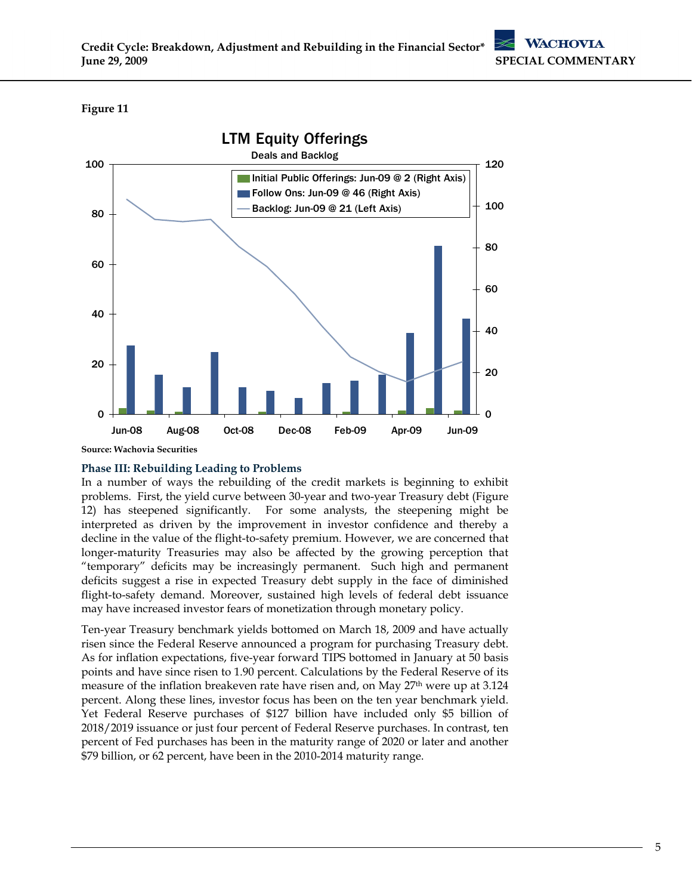**Figure 11**

Source: Wachovia Securities

### Phase III: Rebuilding Leading to Problems

In a number of ways the rebuilding of the credit markets is beginning to exhibit problems. First, the yield curve between 30-year and two-year Treasury debt (Figure 12) has steepened significantly. For some analysts, the steepening might be interpreted as driven by the improvement in investor confidence and thereby a decline in the value of the flight-to-safety premium. However, we are concerned that longer-maturity Treasuries may also be affected by the growing perception that "temporary" deficits may be increasingly permanent. Such high and permanent deficits suggest a rise in expected Treasury debt supply in the face of diminished flight-to-safety demand. Moreover, sustained high levels of federal debt issuance may have increased investor fears of monetization through monetary policy.

Ten-year Treasury benchmark yields bottomed on March 18, 2009 and have actually risen since the Federal Reserve announced a program for purchasing Treasury debt. As for inflation expectations, five-year forward TIPS bottomed in January at 50 basis points and have since risen to 1.90 percent. Calculations by the Federal Reserve of its measure of the inflation breakeven rate have risen and, on May 27th were up at 3.124 percent. Along these lines, investor focus has been on the ten year benchmark yield. Yet Federal Reserve purchases of $127 billion have included only $5 billion of 2018/2019 issuance or just four percent of Federal Reserve purchases. In contrast, ten percent of Fed purchases has been in the maturity range of 2020 or later and another $79 billion, or 62 percent, have been in the 2010-2014 maturity range.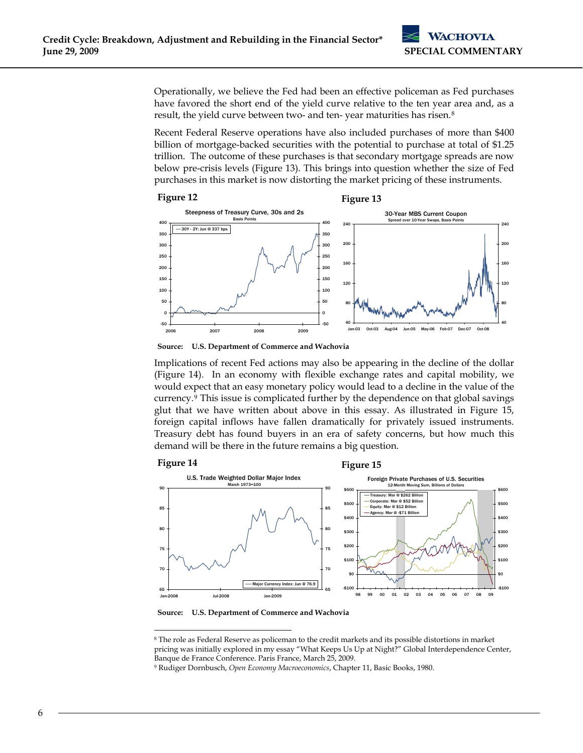Operationally, we believe the Fed had been an effective policeman as Fed purchases have favored the short end of the yield curve relative to the ten year area and, as a result, the yield curve between two- and ten- year maturities has risen.[8]

Recent Federal Reserve operations have also included purchases of more than $400 billion of mortgage-backed securities with the potential to purchase at total of $1.25 trillion. The outcome of these purchases is that secondary mortgage spreads are now below pre-crisis levels (Figure 13). This brings into question whether the size of Fed purchases in this market is now distorting the market pricing of these instruments.

**Figure 12**

Steepness of Treasury Curve, 30s and 2s
Basis Points

**Figure 13**

30-Year MBS Current Coupon
Spread over 10-Year Swaps, Basis Points

**Source:** U.S. Department of Commerce and Wachovia

Implications of recent Fed actions may also be appearing in the decline of the dollar (Figure 14). In an economy with flexible exchange rates and capital mobility, we would expect that an easy monetary policy would lead to a decline in the value of the currency.[9] This issue is complicated further by the dependence on that global savings glut that we have written about above in this essay. As illustrated in Figure 15, foreign capital inflows have fallen dramatically for privately issued instruments. Treasury debt has found buyers in an era of safety concerns, but how much this demand will be there in the future remains a big question.

**Figure 14**

U.S. Trade Weighted Dollar Major Index
March 1973=100

**Figure 15**

Foreign Private Purchases of U.S. Securities
12-Month Moving Sum, Billions of Dollars

**Source:** U.S. Department of Commerce and Wachovia

---

[8] The role as Federal Reserve as policeman to the credit markets and its possible distortions in market pricing was initially explored in my essay "What Keeps Us Up at Night?" Global Interdependence Center, Banque de France Conference. Paris France, March 25, 2009.

[9] Rudiger Dornbusch, *Open Economy Macroeconomics*, Chapter 11, Basic Books, 1980.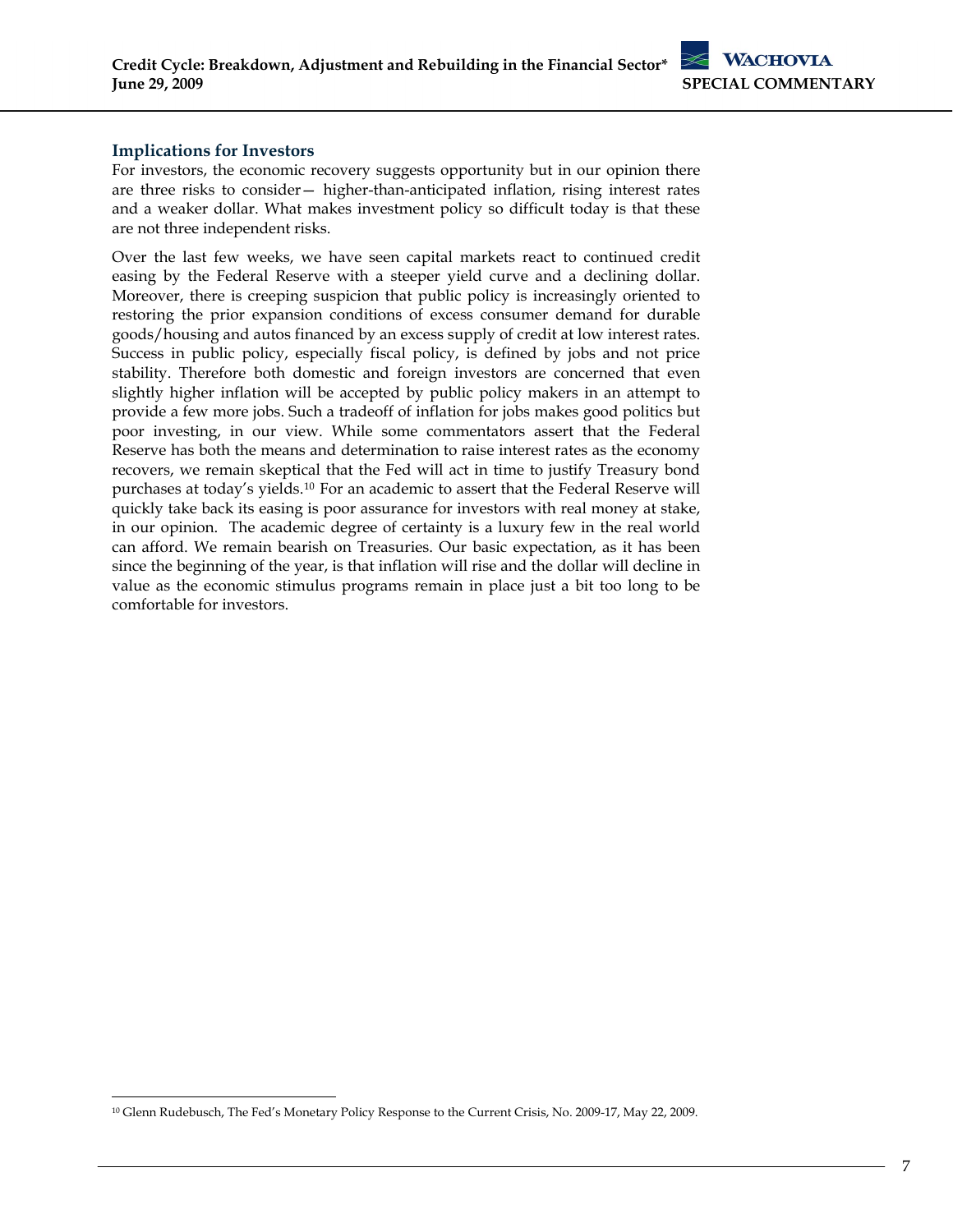## Implications for Investors

For investors, the economic recovery suggests opportunity but in our opinion there are three risks to consider— higher-than-anticipated inflation, rising interest rates and a weaker dollar. What makes investment policy so difficult today is that these are not three independent risks.

Over the last few weeks, we have seen capital markets react to continued credit easing by the Federal Reserve with a steeper yield curve and a declining dollar. Moreover, there is creeping suspicion that public policy is increasingly oriented to restoring the prior expansion conditions of excess consumer demand for durable goods/housing and autos financed by an excess supply of credit at low interest rates. Success in public policy, especially fiscal policy, is defined by jobs and not price stability. Therefore both domestic and foreign investors are concerned that even slightly higher inflation will be accepted by public policy makers in an attempt to provide a few more jobs. Such a tradeoff of inflation for jobs makes good politics but poor investing, in our view. While some commentators assert that the Federal Reserve has both the means and determination to raise interest rates as the economy recovers, we remain skeptical that the Fed will act in time to justify Treasury bond purchases at today's yields.[10] For an academic to assert that the Federal Reserve will quickly take back its easing is poor assurance for investors with real money at stake, in our opinion. The academic degree of certainty is a luxury few in the real world can afford. We remain bearish on Treasuries. Our basic expectation, as it has been since the beginning of the year, is that inflation will rise and the dollar will decline in value as the economic stimulus programs remain in place just a bit too long to be comfortable for investors.

---

[10] Glenn Rudebusch, The Fed's Monetary Policy Response to the Current Crisis, No. 2009-17, May 22, 2009.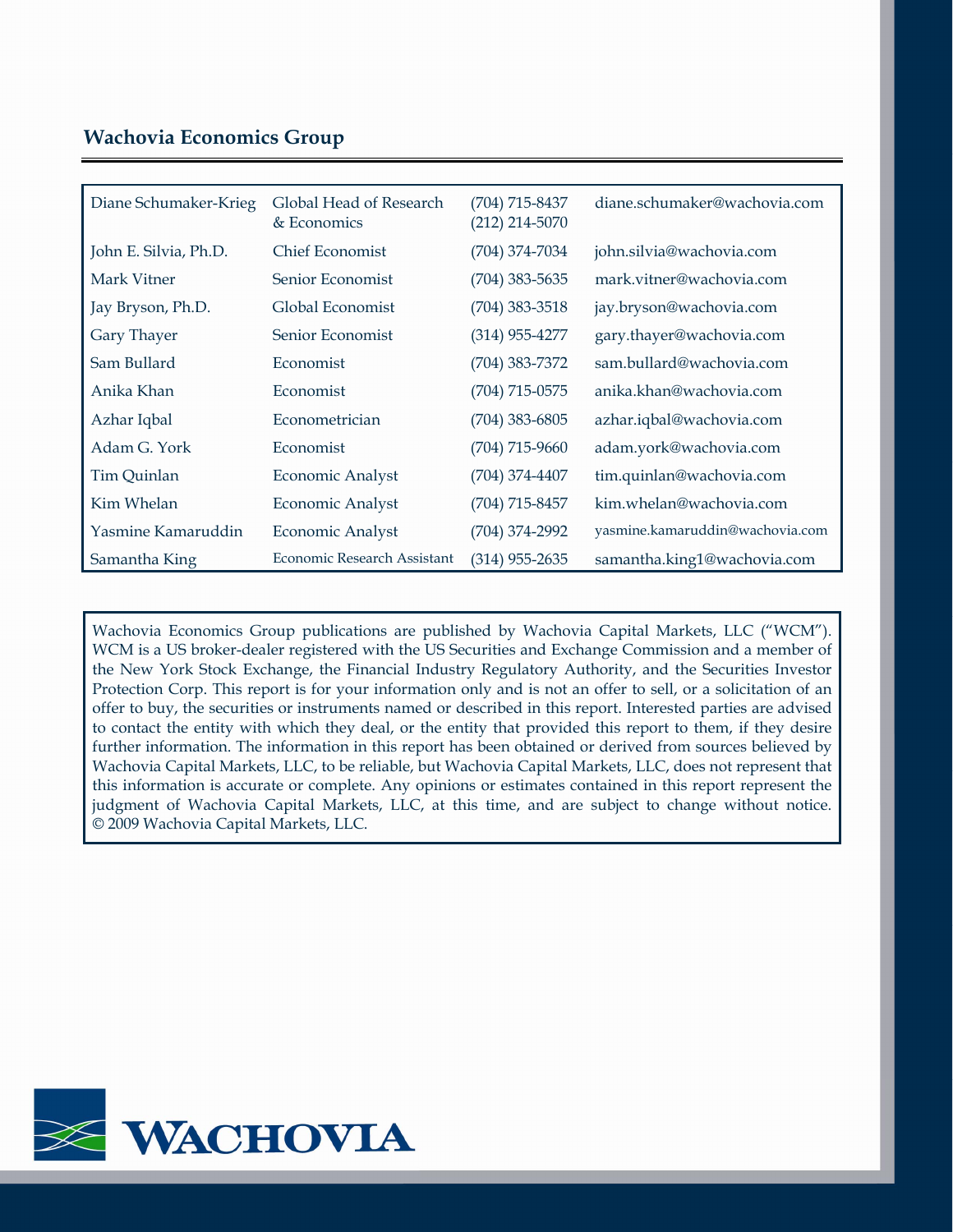## Wachovia Economics Group

| | | | |
|---|---|---|---|
| Diane Schumaker-Krieg | Global Head of Research & Economics | (704) 715-8437 (212) 214-5070 | diane.schumaker@wachovia.com |
| John E. Silvia, Ph.D. | Chief Economist | (704) 374-7034 | john.silvia@wachovia.com |
| Mark Vitner | Senior Economist | (704) 383-5635 | mark.vitner@wachovia.com |
| Jay Bryson, Ph.D. | Global Economist | (704) 383-3518 | jay.bryson@wachovia.com |
| Gary Thayer | Senior Economist | (314) 955-4277 | gary.thayer@wachovia.com |
| Sam Bullard | Economist | (704) 383-7372 | sam.bullard@wachovia.com |
| Anika Khan | Economist | (704) 715-0575 | anika.khan@wachovia.com |
| Azhar Iqbal | Econometrician | (704) 383-6805 | azhar.iqbal@wachovia.com |
| Adam G. York | Economist | (704) 715-9660 | adam.york@wachovia.com |
| Tim Quinlan | Economic Analyst | (704) 374-4407 | tim.quinlan@wachovia.com |
| Kim Whelan | Economic Analyst | (704) 715-8457 | kim.whelan@wachovia.com |
| Yasmine Kamaruddin | Economic Analyst | (704) 374-2992 | yasmine.kamaruddin@wachovia.com |
| Samantha King | Economic Research Assistant | (314) 955-2635 | samantha.king1@wachovia.com |

Wachovia Economics Group publications are published by Wachovia Capital Markets, LLC ("WCM"). WCM is a US broker-dealer registered with the US Securities and Exchange Commission and a member of the New York Stock Exchange, the Financial Industry Regulatory Authority, and the Securities Investor Protection Corp. This report is for your information only and is not an offer to sell, or a solicitation of an offer to buy, the securities or instruments named or described in this report. Interested parties are advised to contact the entity with which they deal, or the entity that provided this report to them, if they desire further information. The information in this report has been obtained or derived from sources believed by Wachovia Capital Markets, LLC, to be reliable, but Wachovia Capital Markets, LLC, does not represent that this information is accurate or complete. Any opinions or estimates contained in this report represent the judgment of Wachovia Capital Markets, LLC, at this time, and are subject to change without notice. © 2009 Wachovia Capital Markets, LLC.

WACHOVIA